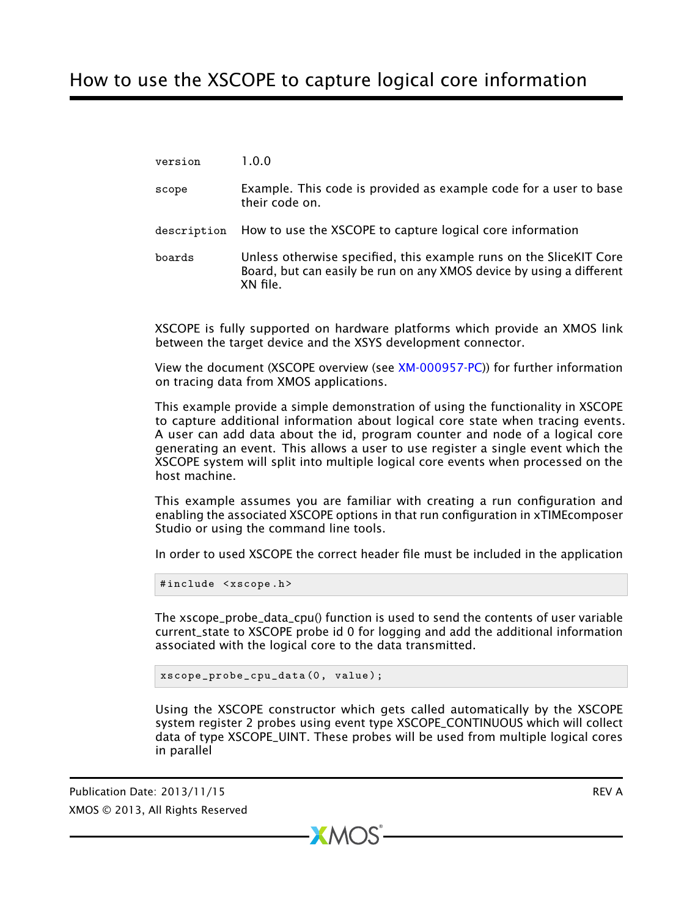# How to use the XSCOPE to capture logical core information

| | |
|---|---|
| version | 1.0.0 |
| scope | Example. This code is provided as example code for a user to base their code on. |
| description | How to use the XSCOPE to capture logical core information |
| boards | Unless otherwise specified, this example runs on the SliceKIT Core Board, but can easily be run on any XMOS device by using a different XN file. |

XSCOPE is fully supported on hardware platforms which provide an XMOS link between the target device and the XSYS development connector.

View the document (XSCOPE overview (see XM-000957-PC)) for further information on tracing data from XMOS applications.

This example provide a simple demonstration of using the functionality in XSCOPE to capture additional information about logical core state when tracing events. A user can add data about the id, program counter and node of a logical core generating an event. This allows a user to use register a single event which the XSCOPE system will split into multiple logical core events when processed on the host machine.

This example assumes you are familiar with creating a run configuration and enabling the associated XSCOPE options in that run configuration in xTIMEcomposer Studio or using the command line tools.

In order to used XSCOPE the correct header file must be included in the application

```
#include <xscope.h>
```

The xscope_probe_data_cpu() function is used to send the contents of user variable current_state to XSCOPE probe id 0 for logging and add the additional information associated with the logical core to the data transmitted.

```
xscope_probe_cpu_data(0, value);
```

Using the XSCOPE constructor which gets called automatically by the XSCOPE system register 2 probes using event type XSCOPE_CONTINUOUS which will collect data of type XSCOPE_UINT. These probes will be used from multiple logical cores in parallel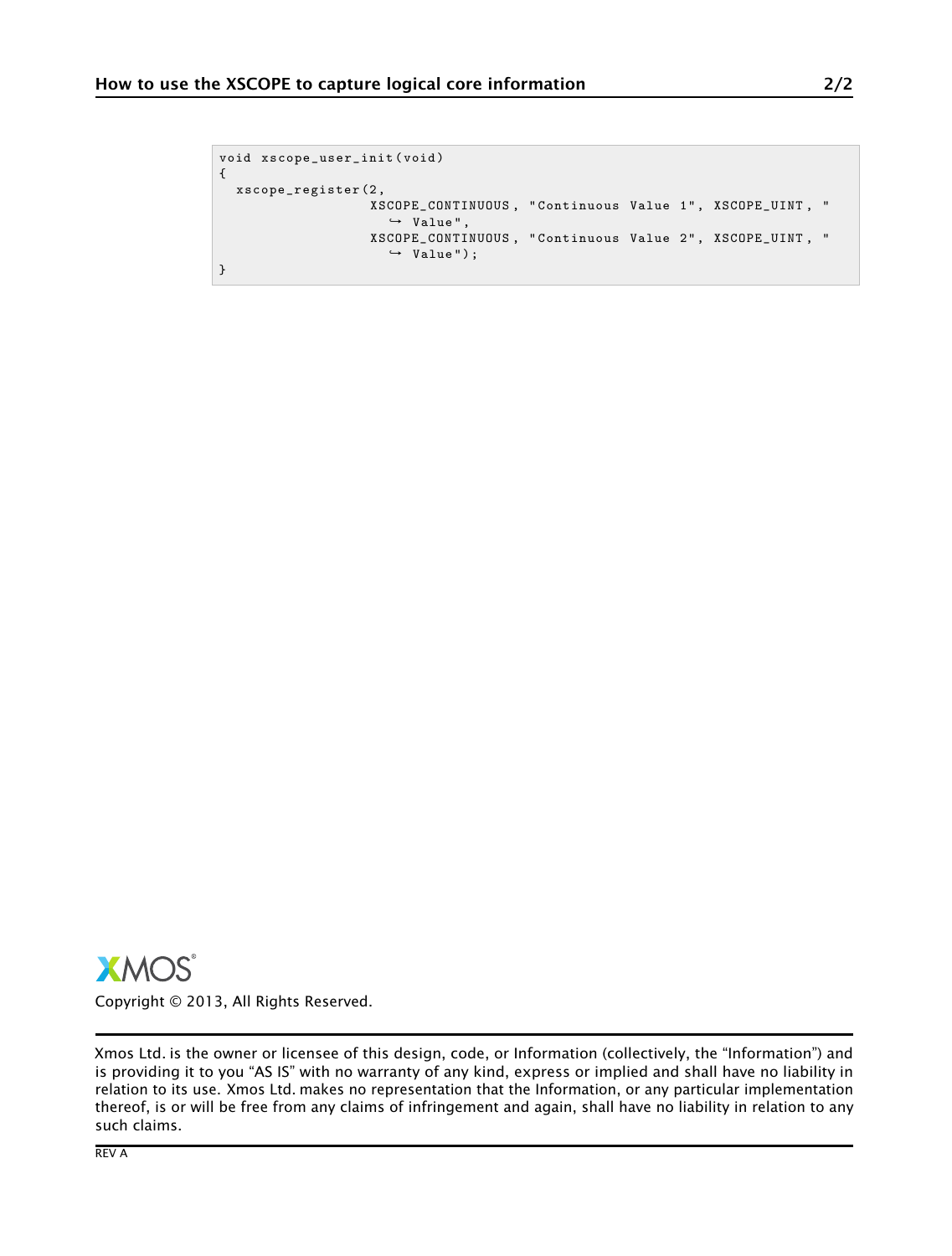```
void xscope_user_init(void)
{
  xscope_register(2,
                  XSCOPE_CONTINUOUS, "Continuous Value 1", XSCOPE_UINT, "Value",
                  XSCOPE_CONTINUOUS, "Continuous Value 2", XSCOPE_UINT, "Value");
}
```

Copyright © 2013, All Rights Reserved.

Xmos Ltd. is the owner or licensee of this design, code, or Information (collectively, the "Information") and is providing it to you "AS IS" with no warranty of any kind, express or implied and shall have no liability in relation to its use. Xmos Ltd. makes no representation that the Information, or any particular implementation thereof, is or will be free from any claims of infringement and again, shall have no liability in relation to any such claims.

REV A